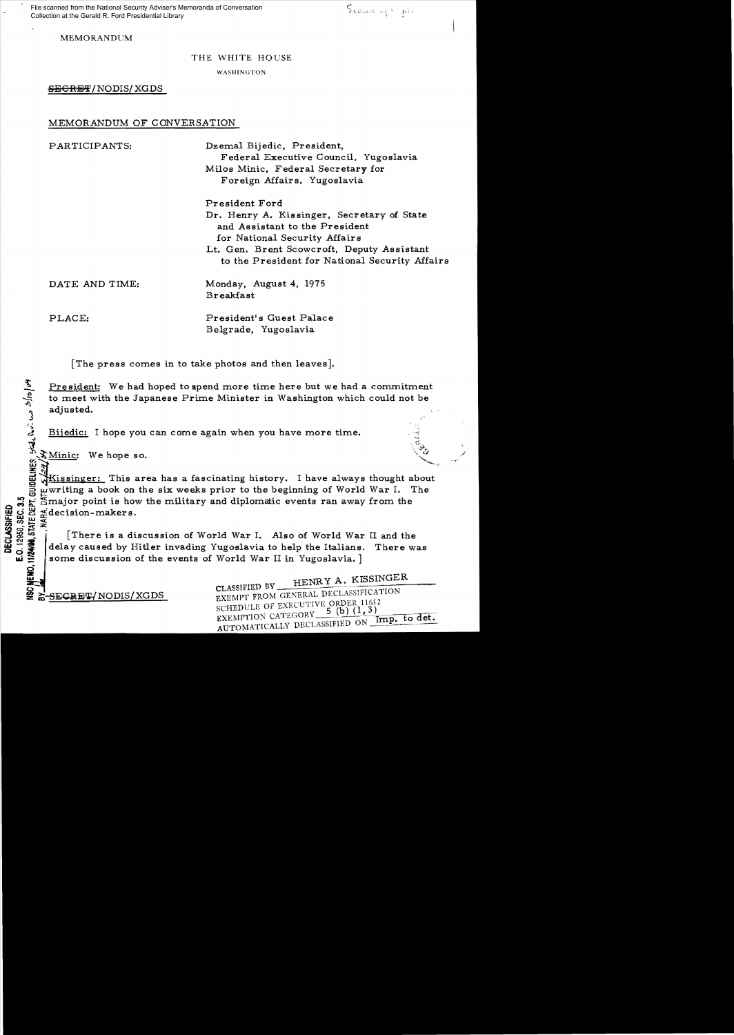MEMORANDUM

THE WHITE HOUSE

WASHINGTON

~~SECRET~~/NODIS/XGDS

MEMORANDUM OF CONVERSATION

PARTICIPANTS:

Dzemal Bijedic, President, Federal Executive Council, Yugoslavia
Milos Minic, Federal Secretary for Foreign Affairs, Yugoslavia

President Ford
Dr. Henry A. Kissinger, Secretary of State and Assistant to the President for National Security Affairs
Lt. Gen. Brent Scowcroft, Deputy Assistant to the President for National Security Affairs

DATE AND TIME: Monday, August 4, 1975 Breakfast

PLACE: President's Guest Palace Belgrade, Yugoslavia

[The press comes in to take photos and then leaves].

President: We had hoped to spend more time here but we had a commitment to meet with the Japanese Prime Minister in Washington which could not be adjusted.

Bijedic: I hope you can come again when you have more time.

Minic: We hope so.

Kissinger: This area has a fascinating history. I have always thought about writing a book on the six weeks prior to the beginning of World War I. The major point is how the military and diplomatic events ran away from the decision-makers.

[There is a discussion of World War I. Also of World War II and the delay caused by Hitler invading Yugoslavia to help the Italians. There was some discussion of the events of World War II in Yugoslavia.]

~~SECRET~~/NODIS/XGDS

CLASSIFIED BY HENRY A. KISSINGER
EXEMPT FROM GENERAL DECLASSIFICATION SCHEDULE OF EXECUTIVE ORDER 11652
EXEMPTION CATEGORY 5 (b) (1,3)
AUTOMATICALLY DECLASSIFIED ON Imp. to det.

DECLASSIFIED
E.O. 12958, SEC. 3.5
NSC MEMO, 11/24/98, STATE DEPT. GUIDELINES
NARA, DATE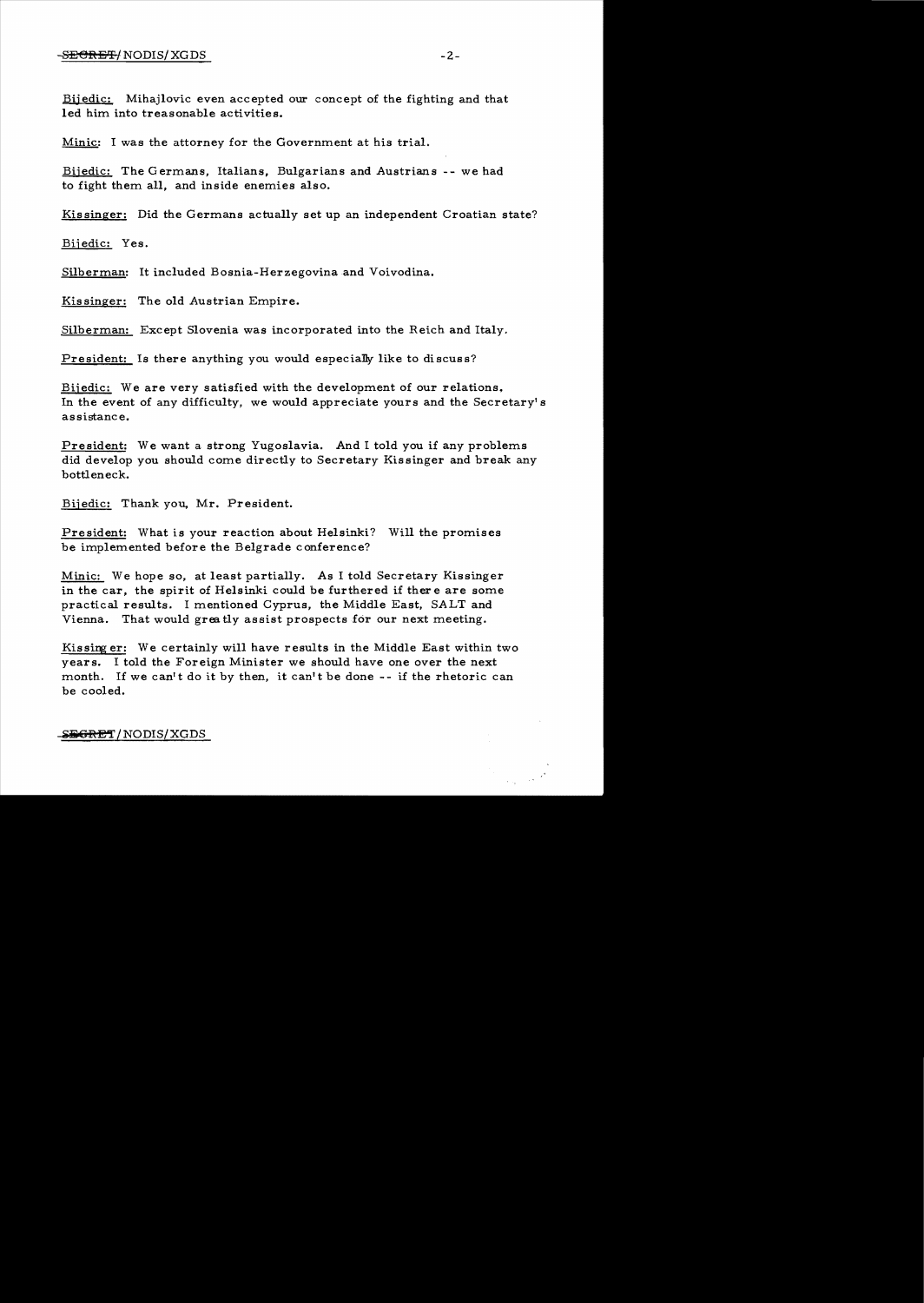Bijedic: Mihajlovic even accepted our concept of the fighting and that led him into treasonable activities.

Minic: I was the attorney for the Government at his trial.

Bijedic: The Germans, Italians, Bulgarians and Austrians -- we had to fight them all, and inside enemies also.

Kissinger: Did the Germans actually set up an independent Croatian state?

Bijedic: Yes.

Silberman: It included Bosnia-Herzegovina and Voivodina.

Kissinger: The old Austrian Empire.

Silberman: Except Slovenia was incorporated into the Reich and Italy.

President: Is there anything you would especially like to discuss?

Bijedic: We are very satisfied with the development of our relations. In the event of any difficulty, we would appreciate yours and the Secretary's assistance.

President: We want a strong Yugoslavia. And I told you if any problems did develop you should come directly to Secretary Kissinger and break any bottleneck.

Bijedic: Thank you, Mr. President.

President: What is your reaction about Helsinki? Will the promises be implemented before the Belgrade conference?

Minic: We hope so, at least partially. As I told Secretary Kissinger in the car, the spirit of Helsinki could be furthered if there are some practical results. I mentioned Cyprus, the Middle East, SALT and Vienna. That would greatly assist prospects for our next meeting.

Kissinger: We certainly will have results in the Middle East within two years. I told the Foreign Minister we should have one over the next month. If we can't do it by then, it can't be done -- if the rhetoric can be cooled.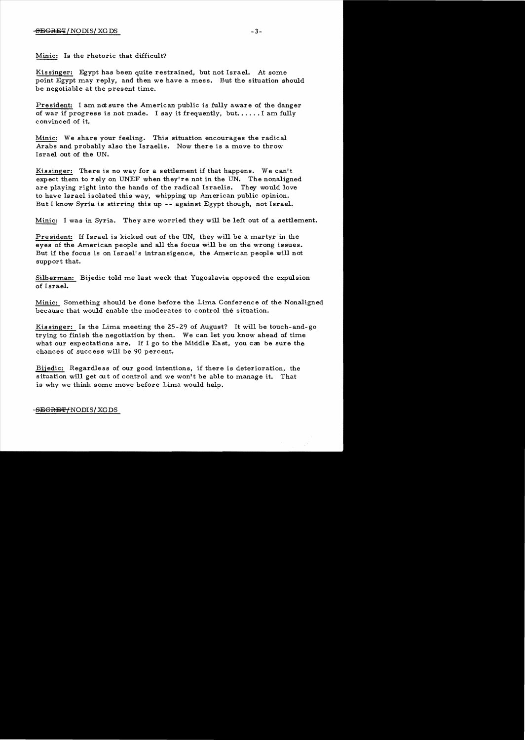Minic: Is the rhetoric that difficult?

Kissinger: Egypt has been quite restrained, but not Israel. At some point Egypt may reply, and then we have a mess. But the situation should be negotiable at the present time.

President: I am not sure the American public is fully aware of the danger of war if progress is not made. I say it frequently, but...... I am fully convinced of it.

Minic: We share your feeling. This situation encourages the radical Arabs and probably also the Israelis. Now there is a move to throw Israel out of the UN.

Kissinger: There is no way for a settlement if that happens. We can't expect them to rely on UNEF when they're not in the UN. The nonaligned are playing right into the hands of the radical Israelis. They would love to have Israel isolated this way, whipping up American public opinion. But I know Syria is stirring this up -- against Egypt though, not Israel.

Minic: I was in Syria. They are worried they will be left out of a settlement.

President: If Israel is kicked out of the UN, they will be a martyr in the eyes of the American people and all the focus will be on the wrong issues. But if the focus is on Israel's intransigence, the American people will not support that.

Silberman: Bijedic told me last week that Yugoslavia opposed the expulsion of Israel.

Minic: Something should be done before the Lima Conference of the Nonaligned because that would enable the moderates to control the situation.

Kissinger: Is the Lima meeting the 25-29 of August? It will be touch-and-go trying to finish the negotiation by then. We can let you know ahead of time what our expectations are. If I go to the Middle East, you can be sure the chances of success will be 90 percent.

Bijedic: Regardless of our good intentions, if there is deterioration, the situation will get out of control and we won't be able to manage it. That is why we think some move before Lima would help.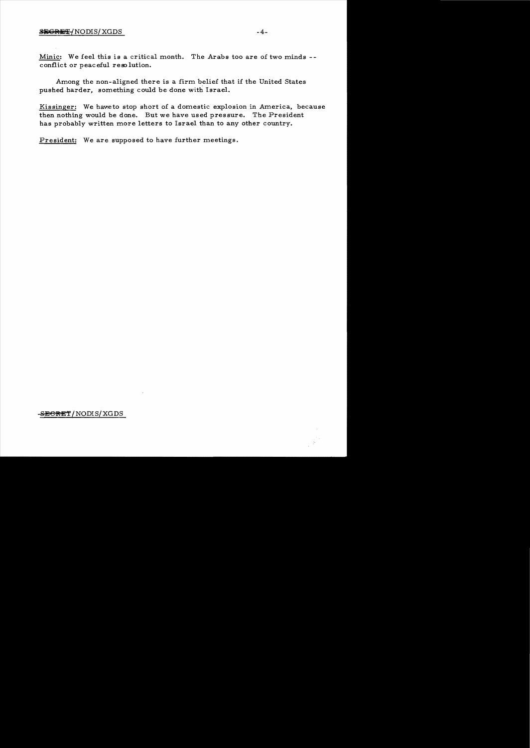Minic: We feel this is a critical month. The Arabs too are of two minds -- conflict or peaceful resolution.

Among the non-aligned there is a firm belief that if the United States pushed harder, something could be done with Israel.

Kissinger: We have to stop short of a domestic explosion in America, because then nothing would be done. But we have used pressure. The President has probably written more letters to Israel than to any other country.

President: We are supposed to have further meetings.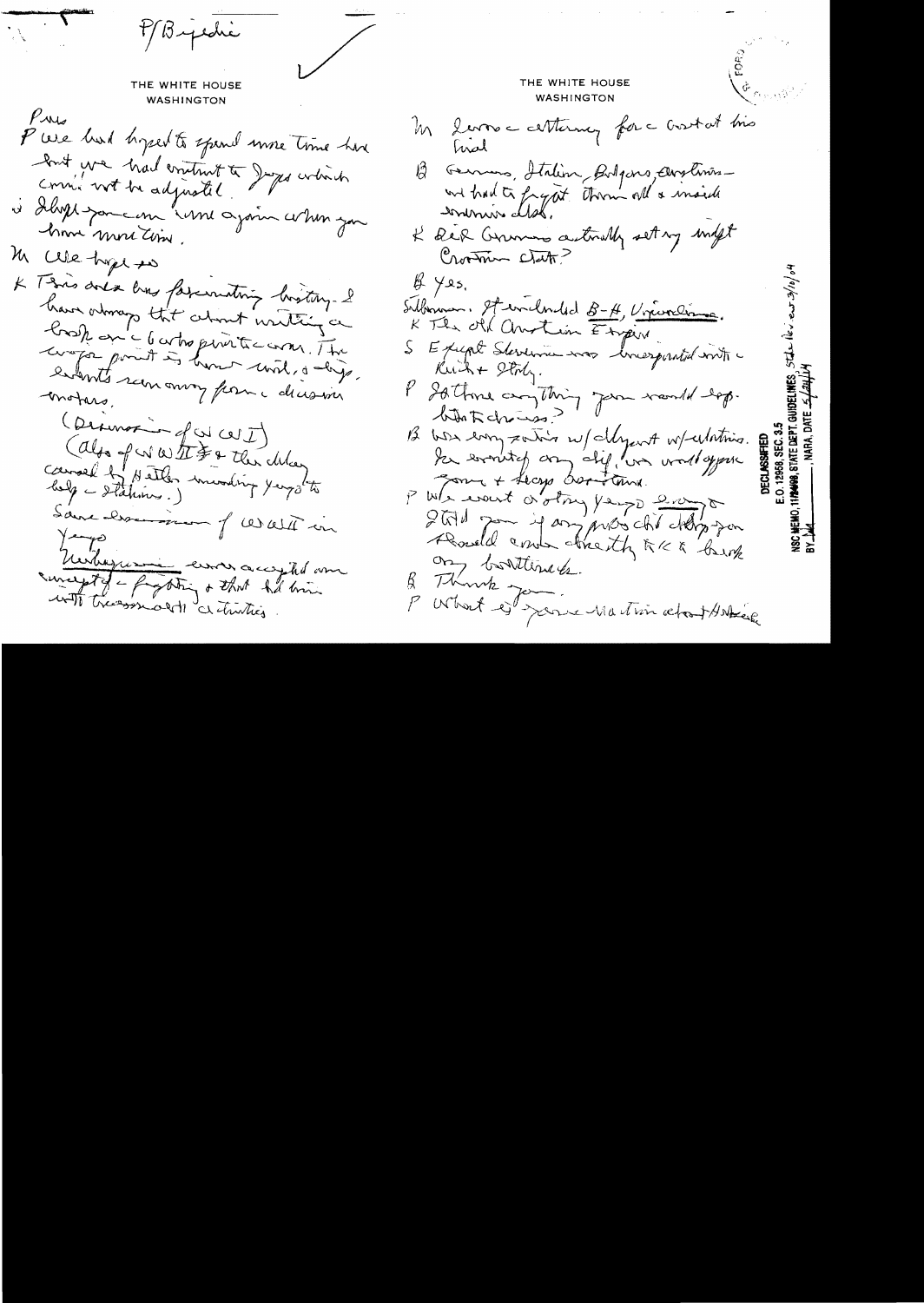P/Bijedic

THE WHITE HOUSE
WASHINGTON

Pres
P We had hoped to spend more time here but we had content to Japs which couldn't be adjusted.
I hope you can come again when you have more time.

M We hope so

K This area has fascinating history. I have always thought about writing a book on a 6 week period – when. The major point is how weak, a day, events seem away from decision makers.

(Division of WWI)
(Also of WWII & the delay caused by Hitler invading Yugo to help – Stalin.)

Same domination of WWII in Yugo

Yugoslavia ever accepted an concept of fighting & that led him with tremendous activities.

THE WHITE HOUSE
WASHINGTON

M Leaves a certainty for a contact his land

B Germans, Italians, Bulgars, Austrians – we had to fight them all & inside enemies also.

K Did Germans actually set up indept Croatian State?

B Yes.

Sullivan: It included B-H, Vojvodina.

K The old Croatian Empire

S Except Slovenia was incorporated with Reich + Italy.

P Is there anything you would suggest before discuss?

B Was very satisfied w/ talks w/ relations. We arrived on all, we would appreciate some + keep our time.

P We want a strong Yugo. I would like to say if any probs which develop you should contact directly K & back our bottlenecks.

B Thank you.

P What is your relation about Hatfield

DECLASSIFIED
E.O. 12958, SEC. 3.5
NSC MEMO, 11/24/98, STATE DEPT. GUIDELINES, State Rev 3/10/04
BY [initials], NARA, DATE 5/24/04

FORD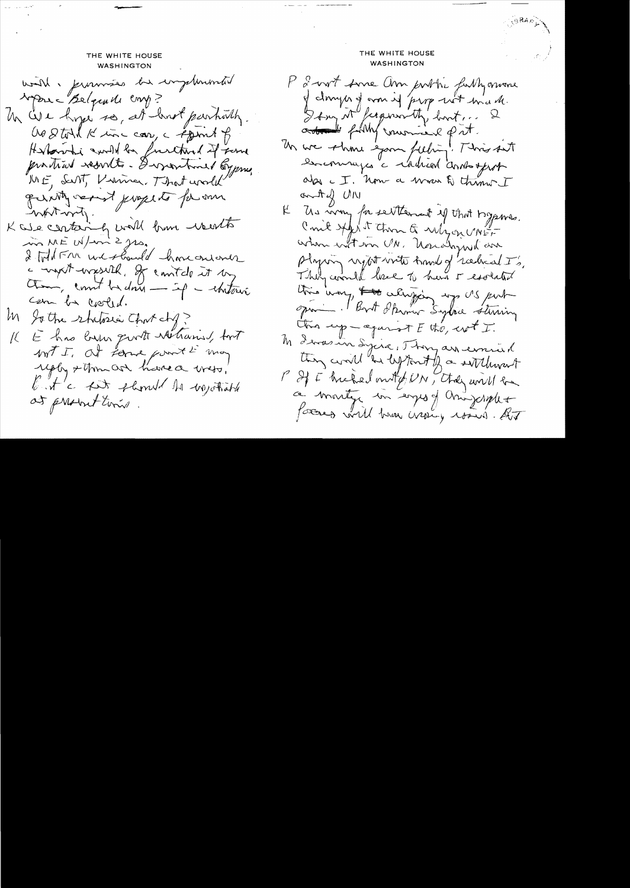THE WHITE HOUSE
WASHINGTON

will – promises be implemented re: Belgrade conf?

M We hope so, at least partially. As I told K in car, c spirit of Helsinki could be furthered if some practical results. I mentioned Cyprus, ME, SALT, Vienna. That would greatly assist prospects for our maturity.

K We certainly will have results in ME w/in 2 yrs. I told FM we should have another c most crucial. If can't do it by then, can't be done – if – situation can be solved.

M Is the situation that dif?

K E has been quite restrained, but not I. At some point E may reply & then we have a mess. K: At c last should be negotiated at present time.

THE WHITE HOUSE
WASHINGTON

P I want some Am public fully aware of danger of war if progress not made. I say it frequently but ... I ~~...~~ fully convinced of it.

M We share your feeling. This sit encourages c radical Arabs & put Arab c I. Now a move to throw I out of UN

K Us wary for settlement if that happens. Can't support them to vote on UNEF when not in UN. Moderates are playing right into hand of radical I's. They would love to have I isolated this way, ~~to~~ whipping up US public opinion. But I know Syria stirring this up – against E too, not I.

M I was in Syria. They are convinced they will be left out of a settlement

P If I kicked out of UN, they will be a martyr in eyes of Am people & forces will have wrong issue. But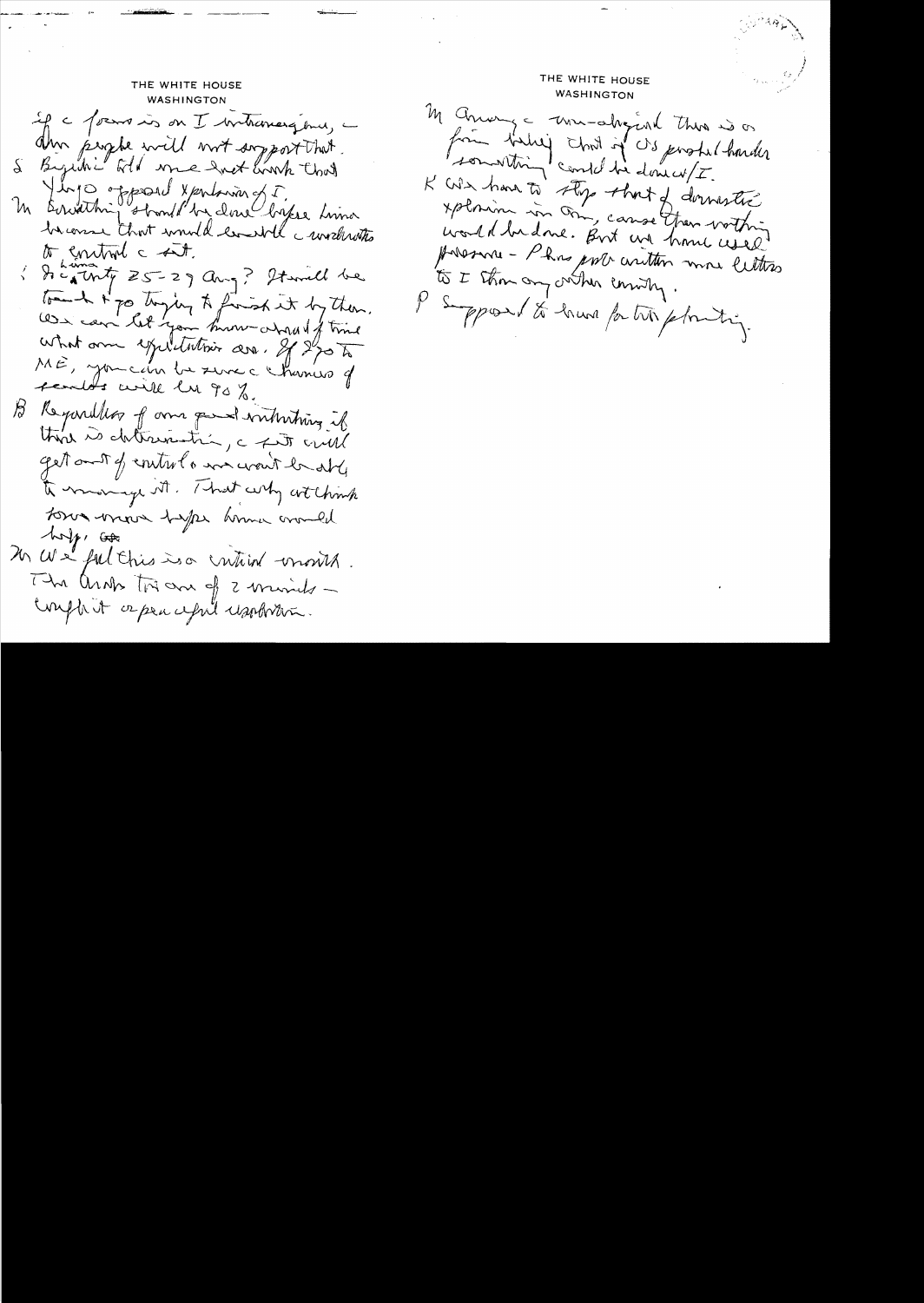THE WHITE HOUSE
WASHINGTON

If a forum is on I internationally, – then people will not support that.
S Bizitch told me last week that
US opposed X portion of I.
M Something should be done before Lima because that would enable a moderate to control a sit.
S Lima is at 25-29 Aug? It will be tough & go trying to finish it by then. We can let you know ahead of time what our expectations are. If I go to ME, you can be sure chances of results will be 90%.
B Regardless of our good intentions, if there is deterioration, a sit will get out of control & we won't be able to manage it. That's why I think some move before Lima would help.
M We feel this is a critical month. The Arabs think one of 2 minds – conflict or peaceful resolution.

THE WHITE HOUSE
WASHINGTON

M Among the un-aligned there is a feeling that if US pushed harder something could be done w/I.
K We have to stop that of domestic explosion in our, cause then nothing would be done. But we have used pressure – Pres has written more letters to I than any other country.
P Suppose to hurry for this planting.